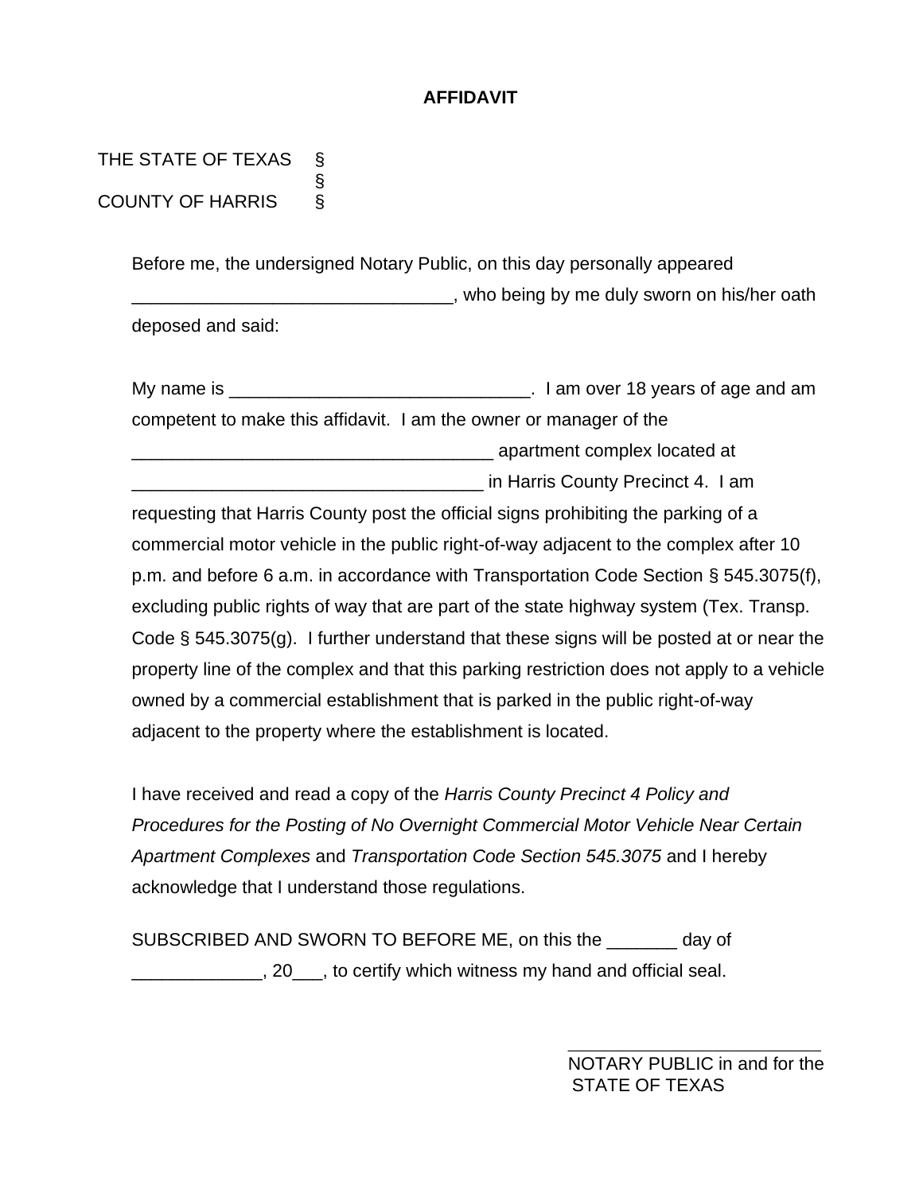**AFFIDAVIT**

THE STATE OF TEXAS §
§
COUNTY OF HARRIS §

Before me, the undersigned Notary Public, on this day personally appeared ________________________________, who being by me duly sworn on his/her oath deposed and said:

My name is ______________________________. I am over 18 years of age and am competent to make this affidavit. I am the owner or manager of the _____________________________________ apartment complex located at ___________________________________ in Harris County Precinct 4. I am requesting that Harris County post the official signs prohibiting the parking of a commercial motor vehicle in the public right-of-way adjacent to the complex after 10 p.m. and before 6 a.m. in accordance with Transportation Code Section § 545.3075(f), excluding public rights of way that are part of the state highway system (Tex. Transp. Code § 545.3075(g). I further understand that these signs will be posted at or near the property line of the complex and that this parking restriction does not apply to a vehicle owned by a commercial establishment that is parked in the public right-of-way adjacent to the property where the establishment is located.

I have received and read a copy of the *Harris County Precinct 4 Policy and Procedures for the Posting of No Overnight Commercial Motor Vehicle Near Certain Apartment Complexes* and *Transportation Code Section 545.3075* and I hereby acknowledge that I understand those regulations.

SUBSCRIBED AND SWORN TO BEFORE ME, on this the _______ day of _____________, 20___, to certify which witness my hand and official seal.

_________________________
NOTARY PUBLIC in and for the
STATE OF TEXAS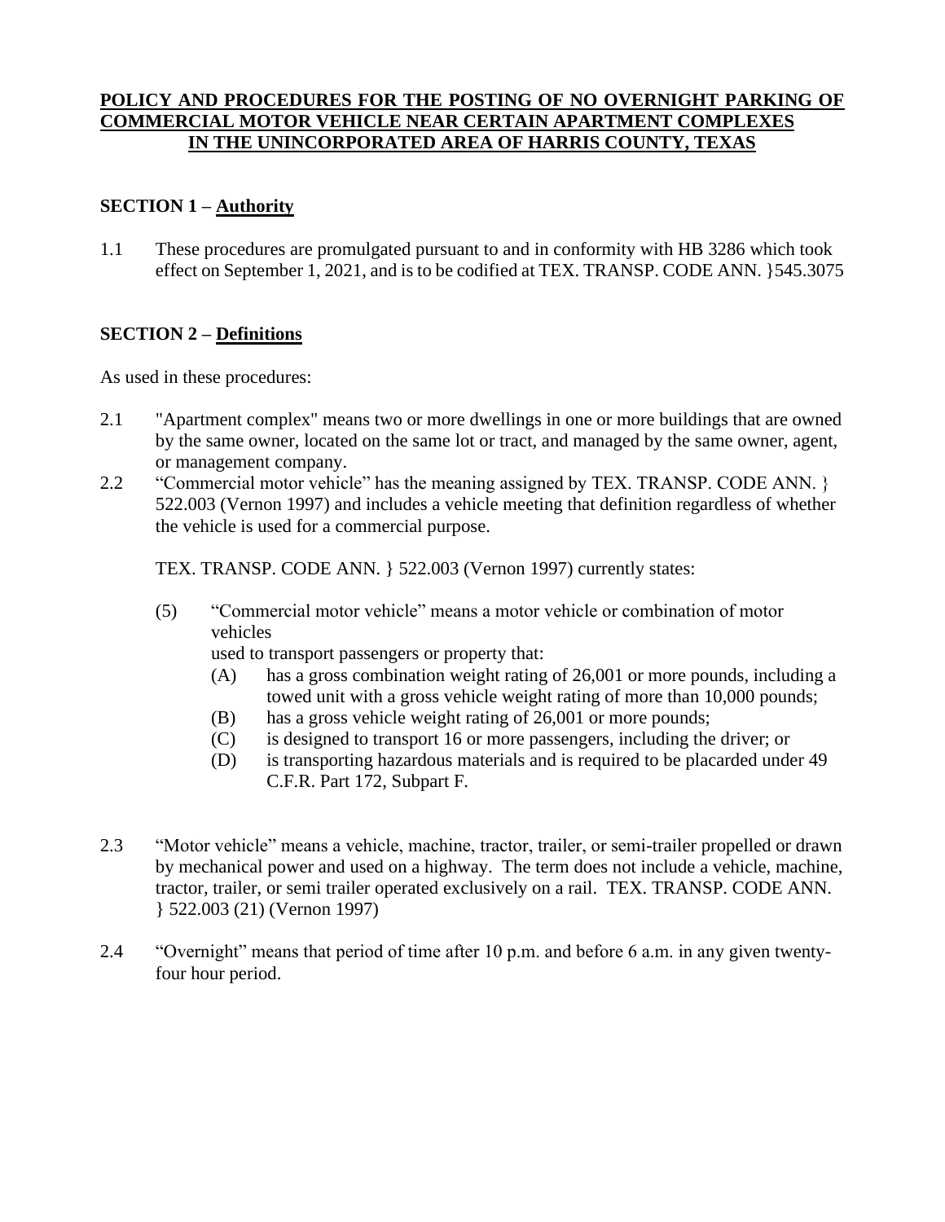# POLICY AND PROCEDURES FOR THE POSTING OF NO OVERNIGHT PARKING OF COMMERCIAL MOTOR VEHICLE NEAR CERTAIN APARTMENT COMPLEXES IN THE UNINCORPORATED AREA OF HARRIS COUNTY, TEXAS

## SECTION 1 – Authority

1.1 These procedures are promulgated pursuant to and in conformity with HB 3286 which took effect on September 1, 2021, and is to be codified at TEX. TRANSP. CODE ANN. }545.3075

## SECTION 2 – Definitions

As used in these procedures:

2.1 "Apartment complex" means two or more dwellings in one or more buildings that are owned by the same owner, located on the same lot or tract, and managed by the same owner, agent, or management company.

2.2 "Commercial motor vehicle" has the meaning assigned by TEX. TRANSP. CODE ANN. } 522.003 (Vernon 1997) and includes a vehicle meeting that definition regardless of whether the vehicle is used for a commercial purpose.

TEX. TRANSP. CODE ANN. } 522.003 (Vernon 1997) currently states:

(5) "Commercial motor vehicle" means a motor vehicle or combination of motor vehicles used to transport passengers or property that:

- (A) has a gross combination weight rating of 26,001 or more pounds, including a towed unit with a gross vehicle weight rating of more than 10,000 pounds;
- (B) has a gross vehicle weight rating of 26,001 or more pounds;
- (C) is designed to transport 16 or more passengers, including the driver; or
- (D) is transporting hazardous materials and is required to be placarded under 49 C.F.R. Part 172, Subpart F.

2.3 "Motor vehicle" means a vehicle, machine, tractor, trailer, or semi-trailer propelled or drawn by mechanical power and used on a highway. The term does not include a vehicle, machine, tractor, trailer, or semi trailer operated exclusively on a rail. TEX. TRANSP. CODE ANN. } 522.003 (21) (Vernon 1997)

2.4 "Overnight" means that period of time after 10 p.m. and before 6 a.m. in any given twenty-four hour period.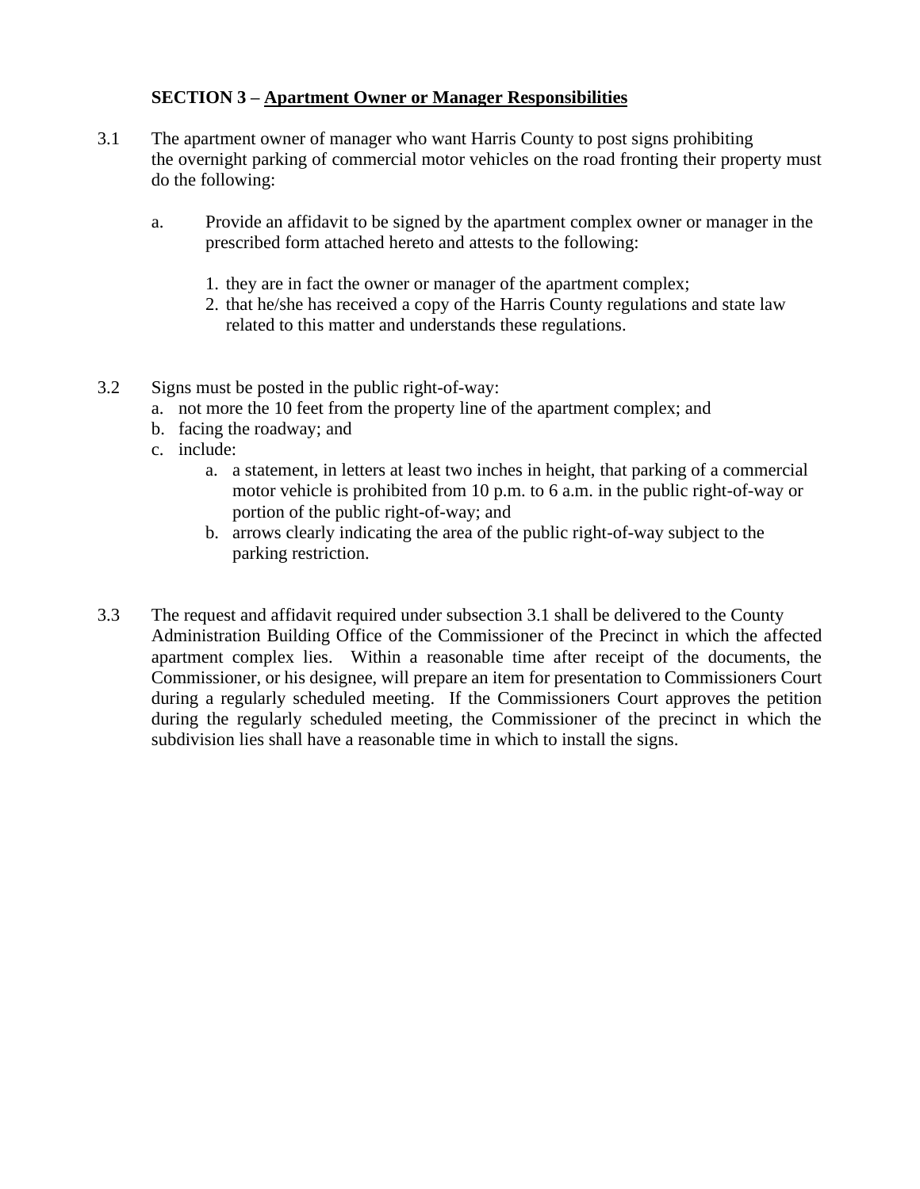**SECTION 3 – Apartment Owner or Manager Responsibilities**

3.1 The apartment owner of manager who want Harris County to post signs prohibiting the overnight parking of commercial motor vehicles on the road fronting their property must do the following:

   a. Provide an affidavit to be signed by the apartment complex owner or manager in the prescribed form attached hereto and attests to the following:

      1. they are in fact the owner or manager of the apartment complex;
      2. that he/she has received a copy of the Harris County regulations and state law related to this matter and understands these regulations.

3.2 Signs must be posted in the public right-of-way:

   a. not more the 10 feet from the property line of the apartment complex; and
   b. facing the roadway; and
   c. include:
      a. a statement, in letters at least two inches in height, that parking of a commercial motor vehicle is prohibited from 10 p.m. to 6 a.m. in the public right-of-way or portion of the public right-of-way; and
      b. arrows clearly indicating the area of the public right-of-way subject to the parking restriction.

3.3 The request and affidavit required under subsection 3.1 shall be delivered to the County Administration Building Office of the Commissioner of the Precinct in which the affected apartment complex lies. Within a reasonable time after receipt of the documents, the Commissioner, or his designee, will prepare an item for presentation to Commissioners Court during a regularly scheduled meeting. If the Commissioners Court approves the petition during the regularly scheduled meeting, the Commissioner of the precinct in which the subdivision lies shall have a reasonable time in which to install the signs.